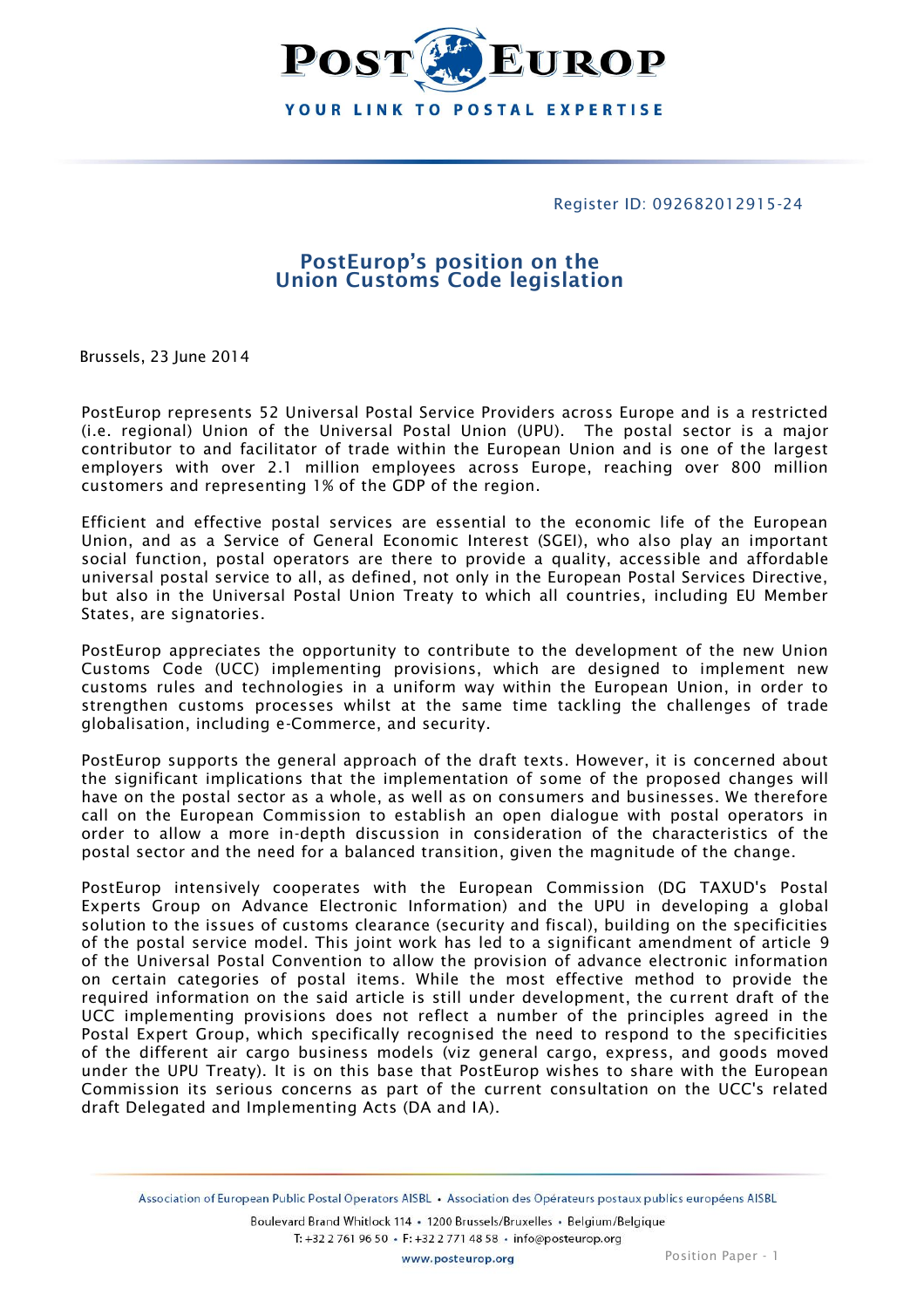Register ID: 092682012915-24

# PostEurop's position on the Union Customs Code legislation

Brussels, 23 June 2014

PostEurop represents 52 Universal Postal Service Providers across Europe and is a restricted (i.e. regional) Union of the Universal Postal Union (UPU). The postal sector is a major contributor to and facilitator of trade within the European Union and is one of the largest employers with over 2.1 million employees across Europe, reaching over 800 million customers and representing 1% of the GDP of the region.

Efficient and effective postal services are essential to the economic life of the European Union, and as a Service of General Economic Interest (SGEI), who also play an important social function, postal operators are there to provide a quality, accessible and affordable universal postal service to all, as defined, not only in the European Postal Services Directive, but also in the Universal Postal Union Treaty to which all countries, including EU Member States, are signatories.

PostEurop appreciates the opportunity to contribute to the development of the new Union Customs Code (UCC) implementing provisions, which are designed to implement new customs rules and technologies in a uniform way within the European Union, in order to strengthen customs processes whilst at the same time tackling the challenges of trade globalisation, including e-Commerce, and security.

PostEurop supports the general approach of the draft texts. However, it is concerned about the significant implications that the implementation of some of the proposed changes will have on the postal sector as a whole, as well as on consumers and businesses. We therefore call on the European Commission to establish an open dialogue with postal operators in order to allow a more in-depth discussion in consideration of the characteristics of the postal sector and the need for a balanced transition, given the magnitude of the change.

PostEurop intensively cooperates with the European Commission (DG TAXUD's Postal Experts Group on Advance Electronic Information) and the UPU in developing a global solution to the issues of customs clearance (security and fiscal), building on the specificities of the postal service model. This joint work has led to a significant amendment of article 9 of the Universal Postal Convention to allow the provision of advance electronic information on certain categories of postal items. While the most effective method to provide the required information on the said article is still under development, the current draft of the UCC implementing provisions does not reflect a number of the principles agreed in the Postal Expert Group, which specifically recognised the need to respond to the specificities of the different air cargo business models (viz general cargo, express, and goods moved under the UPU Treaty). It is on this base that PostEurop wishes to share with the European Commission its serious concerns as part of the current consultation on the UCC's related draft Delegated and Implementing Acts (DA and IA).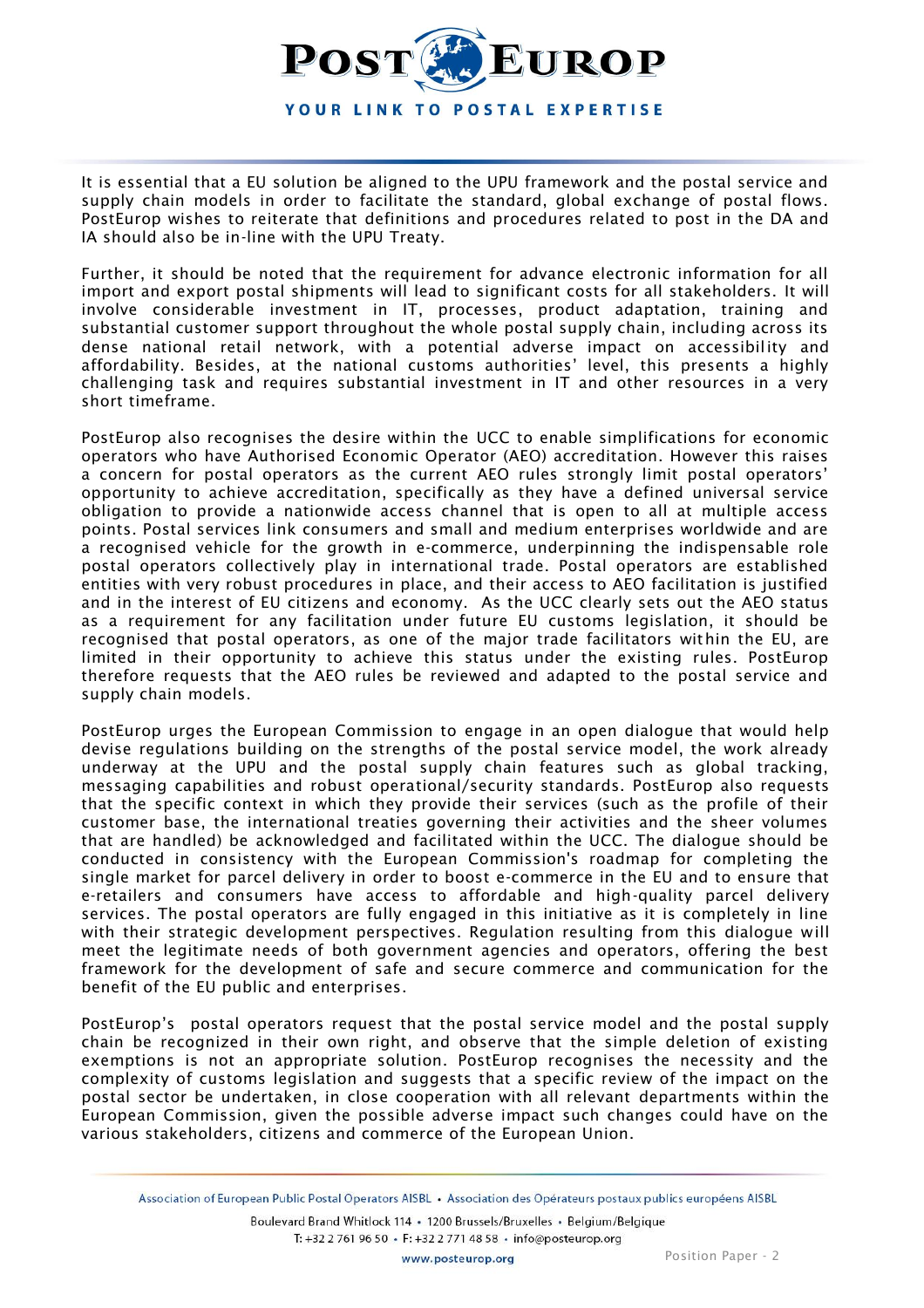It is essential that a EU solution be aligned to the UPU framework and the postal service and supply chain models in order to facilitate the standard, global exchange of postal flows. PostEurop wishes to reiterate that definitions and procedures related to post in the DA and IA should also be in-line with the UPU Treaty.

Further, it should be noted that the requirement for advance electronic information for all import and export postal shipments will lead to significant costs for all stakeholders. It will involve considerable investment in IT, processes, product adaptation, training and substantial customer support throughout the whole postal supply chain, including across its dense national retail network, with a potential adverse impact on accessibility and affordability. Besides, at the national customs authorities' level, this presents a highly challenging task and requires substantial investment in IT and other resources in a very short timeframe.

PostEurop also recognises the desire within the UCC to enable simplifications for economic operators who have Authorised Economic Operator (AEO) accreditation. However this raises a concern for postal operators as the current AEO rules strongly limit postal operators' opportunity to achieve accreditation, specifically as they have a defined universal service obligation to provide a nationwide access channel that is open to all at multiple access points. Postal services link consumers and small and medium enterprises worldwide and are a recognised vehicle for the growth in e-commerce, underpinning the indispensable role postal operators collectively play in international trade. Postal operators are established entities with very robust procedures in place, and their access to AEO facilitation is justified and in the interest of EU citizens and economy. As the UCC clearly sets out the AEO status as a requirement for any facilitation under future EU customs legislation, it should be recognised that postal operators, as one of the major trade facilitators within the EU, are limited in their opportunity to achieve this status under the existing rules. PostEurop therefore requests that the AEO rules be reviewed and adapted to the postal service and supply chain models.

PostEurop urges the European Commission to engage in an open dialogue that would help devise regulations building on the strengths of the postal service model, the work already underway at the UPU and the postal supply chain features such as global tracking, messaging capabilities and robust operational/security standards. PostEurop also requests that the specific context in which they provide their services (such as the profile of their customer base, the international treaties governing their activities and the sheer volumes that are handled) be acknowledged and facilitated within the UCC. The dialogue should be conducted in consistency with the European Commission's roadmap for completing the single market for parcel delivery in order to boost e-commerce in the EU and to ensure that e-retailers and consumers have access to affordable and high-quality parcel delivery services. The postal operators are fully engaged in this initiative as it is completely in line with their strategic development perspectives. Regulation resulting from this dialogue will meet the legitimate needs of both government agencies and operators, offering the best framework for the development of safe and secure commerce and communication for the benefit of the EU public and enterprises.

PostEurop's postal operators request that the postal service model and the postal supply chain be recognized in their own right, and observe that the simple deletion of existing exemptions is not an appropriate solution. PostEurop recognises the necessity and the complexity of customs legislation and suggests that a specific review of the impact on the postal sector be undertaken, in close cooperation with all relevant departments within the European Commission, given the possible adverse impact such changes could have on the various stakeholders, citizens and commerce of the European Union.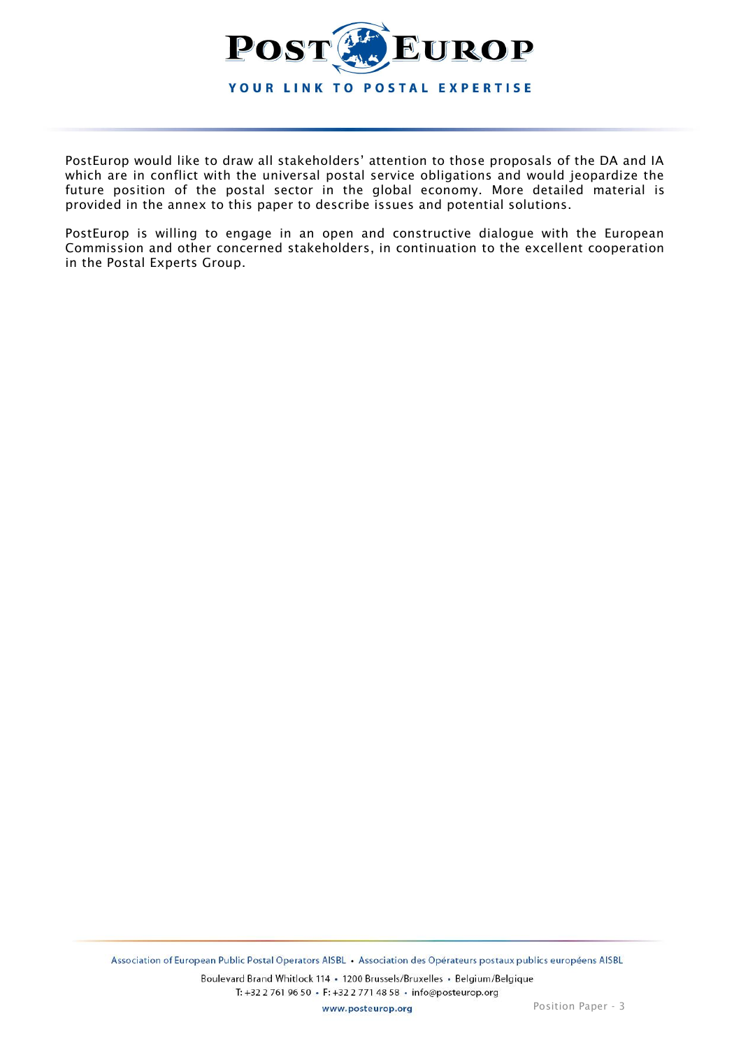PostEurop would like to draw all stakeholders' attention to those proposals of the DA and IA which are in conflict with the universal postal service obligations and would jeopardize the future position of the postal sector in the global economy. More detailed material is provided in the annex to this paper to describe issues and potential solutions.

PostEurop is willing to engage in an open and constructive dialogue with the European Commission and other concerned stakeholders, in continuation to the excellent cooperation in the Postal Experts Group.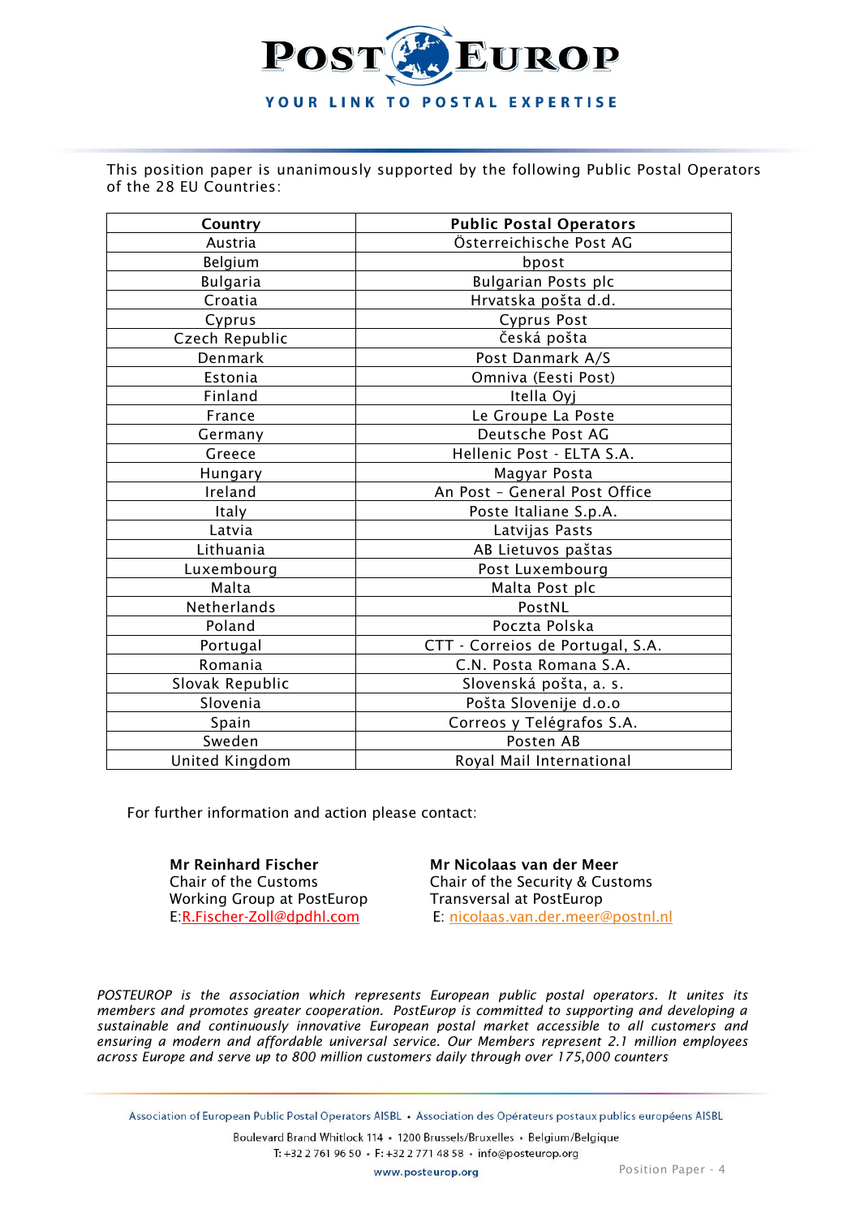This position paper is unanimously supported by the following Public Postal Operators of the 28 EU Countries:

| Country | Public Postal Operators |
|---|---|
| Austria | Österreichische Post AG |
| Belgium | bpost |
| Bulgaria | Bulgarian Posts plc |
| Croatia | Hrvatska pošta d.d. |
| Cyprus | Cyprus Post |
| Czech Republic | Česká pošta |
| Denmark | Post Danmark A/S |
| Estonia | Omniva (Eesti Post) |
| Finland | Itella Oyj |
| France | Le Groupe La Poste |
| Germany | Deutsche Post AG |
| Greece | Hellenic Post - ELTA S.A. |
| Hungary | Magyar Posta |
| Ireland | An Post – General Post Office |
| Italy | Poste Italiane S.p.A. |
| Latvia | Latvijas Pasts |
| Lithuania | AB Lietuvos paštas |
| Luxembourg | Post Luxembourg |
| Malta | Malta Post plc |
| Netherlands | PostNL |
| Poland | Poczta Polska |
| Portugal | CTT - Correios de Portugal, S.A. |
| Romania | C.N. Posta Romana S.A. |
| Slovak Republic | Slovenská pošta, a. s. |
| Slovenia | Pošta Slovenije d.o.o |
| Spain | Correos y Telégrafos S.A. |
| Sweden | Posten AB |
| United Kingdom | Royal Mail International |

For further information and action please contact:

**Mr Reinhard Fischer**
Chair of the Customs
Working Group at PostEurop
E:R.Fischer-Zoll@dpdhl.com

**Mr Nicolaas van der Meer**
Chair of the Security & Customs
Transversal at PostEurop
E: nicolaas.van.der.meer@postnl.nl

*POSTEUROP is the association which represents European public postal operators. It unites its members and promotes greater cooperation. PostEurop is committed to supporting and developing a sustainable and continuously innovative European postal market accessible to all customers and ensuring a modern and affordable universal service. Our Members represent 2.1 million employees across Europe and serve up to 800 million customers daily through over 175,000 counters*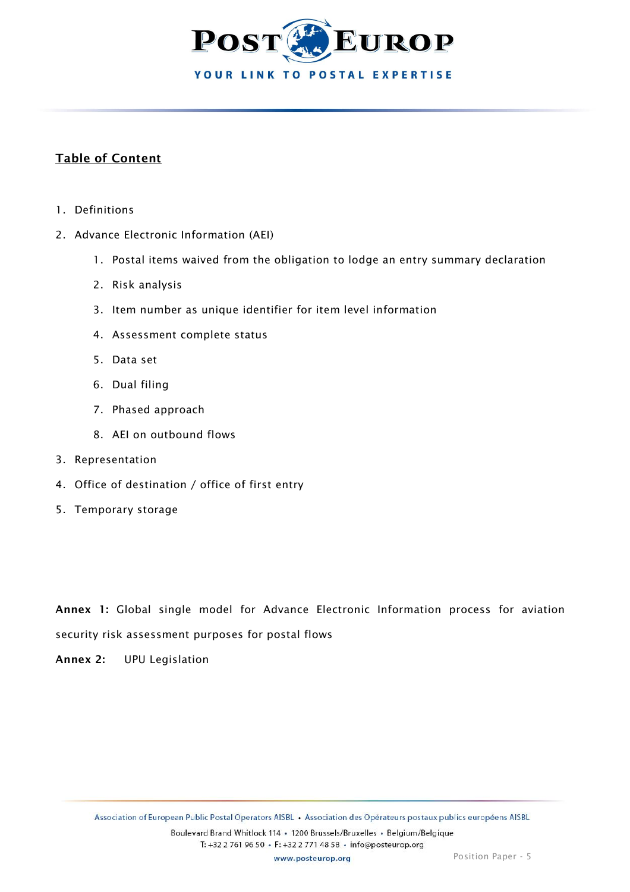## Table of Content

1. Definitions
2. Advance Electronic Information (AEI)
    1. Postal items waived from the obligation to lodge an entry summary declaration
    2. Risk analysis
    3. Item number as unique identifier for item level information
    4. Assessment complete status
    5. Data set
    6. Dual filing
    7. Phased approach
    8. AEI on outbound flows
3. Representation
4. Office of destination / office of first entry
5. Temporary storage

**Annex 1:** Global single model for Advance Electronic Information process for aviation security risk assessment purposes for postal flows

**Annex 2:** UPU Legislation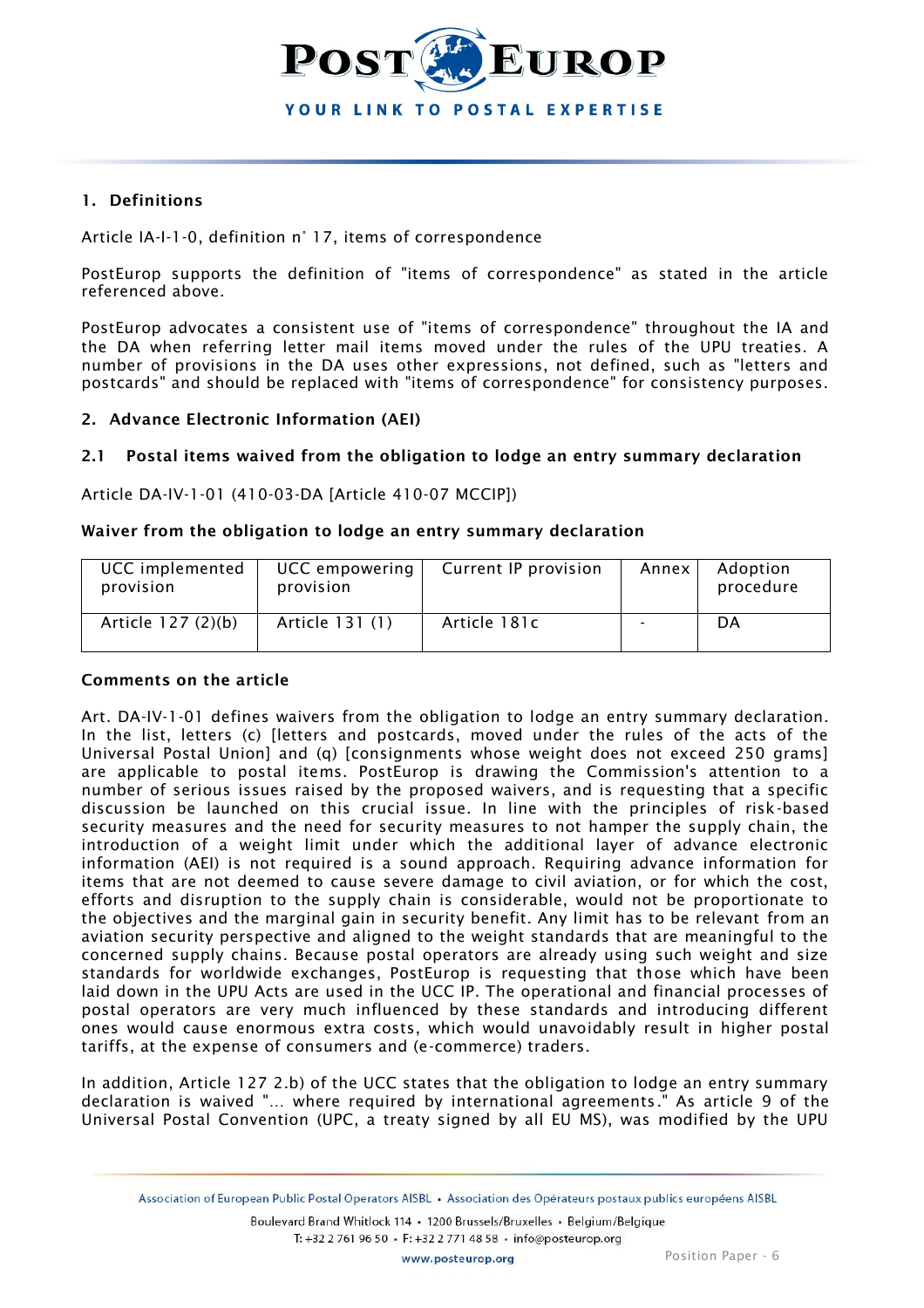## 1. Definitions

Article IA-I-1-0, definition n° 17, items of correspondence

PostEurop supports the definition of "items of correspondence" as stated in the article referenced above.

PostEurop advocates a consistent use of "items of correspondence" throughout the IA and the DA when referring letter mail items moved under the rules of the UPU treaties. A number of provisions in the DA uses other expressions, not defined, such as "letters and postcards" and should be replaced with "items of correspondence" for consistency purposes.

## 2. Advance Electronic Information (AEI)

### 2.1 Postal items waived from the obligation to lodge an entry summary declaration

Article DA-IV-1-01 (410-03-DA [Article 410-07 MCCIP])

**Waiver from the obligation to lodge an entry summary declaration**

| UCC implemented provision | UCC empowering provision | Current IP provision | Annex | Adoption procedure |
|---|---|---|---|---|
| Article 127 (2)(b) | Article 131 (1) | Article 181c | - | DA |

**Comments on the article**

Art. DA-IV-1-01 defines waivers from the obligation to lodge an entry summary declaration. In the list, letters (c) [letters and postcards, moved under the rules of the acts of the Universal Postal Union] and (q) [consignments whose weight does not exceed 250 grams] are applicable to postal items. PostEurop is drawing the Commission's attention to a number of serious issues raised by the proposed waivers, and is requesting that a specific discussion be launched on this crucial issue. In line with the principles of risk-based security measures and the need for security measures to not hamper the supply chain, the introduction of a weight limit under which the additional layer of advance electronic information (AEI) is not required is a sound approach. Requiring advance information for items that are not deemed to cause severe damage to civil aviation, or for which the cost, efforts and disruption to the supply chain is considerable, would not be proportionate to the objectives and the marginal gain in security benefit. Any limit has to be relevant from an aviation security perspective and aligned to the weight standards that are meaningful to the concerned supply chains. Because postal operators are already using such weight and size standards for worldwide exchanges, PostEurop is requesting that those which have been laid down in the UPU Acts are used in the UCC IP. The operational and financial processes of postal operators are very much influenced by these standards and introducing different ones would cause enormous extra costs, which would unavoidably result in higher postal tariffs, at the expense of consumers and (e-commerce) traders.

In addition, Article 127 2.b) of the UCC states that the obligation to lodge an entry summary declaration is waived "... where required by international agreements." As article 9 of the Universal Postal Convention (UPC, a treaty signed by all EU MS), was modified by the UPU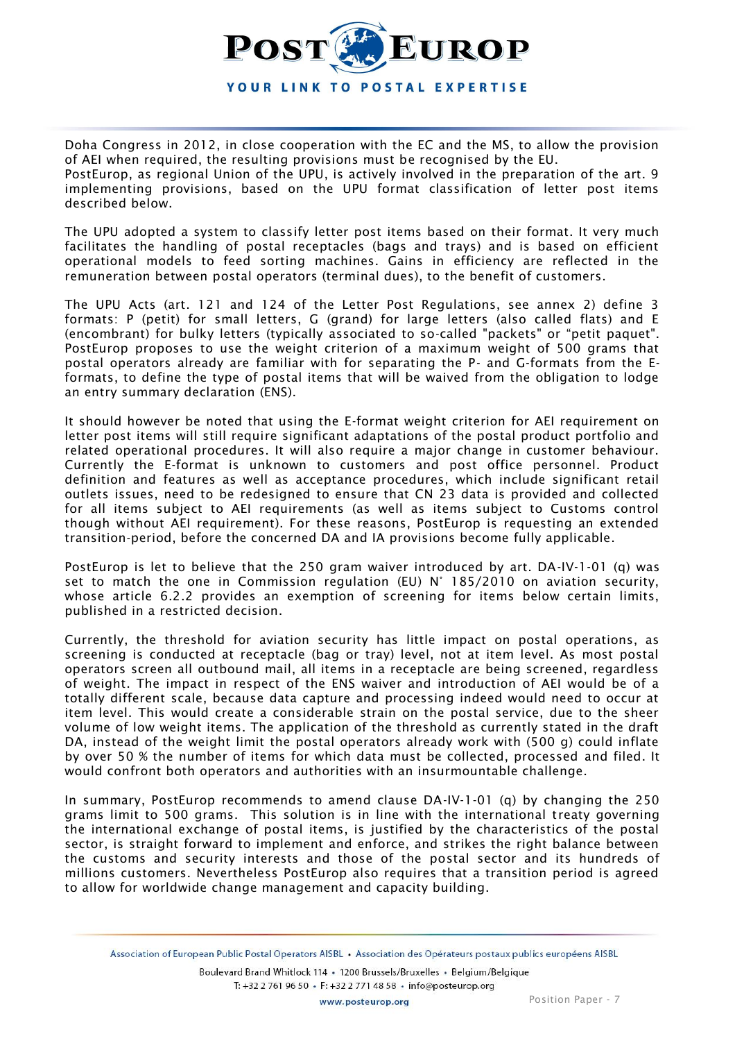Doha Congress in 2012, in close cooperation with the EC and the MS, to allow the provision of AEI when required, the resulting provisions must be recognised by the EU.
PostEurop, as regional Union of the UPU, is actively involved in the preparation of the art. 9 implementing provisions, based on the UPU format classification of letter post items described below.

The UPU adopted a system to classify letter post items based on their format. It very much facilitates the handling of postal receptacles (bags and trays) and is based on efficient operational models to feed sorting machines. Gains in efficiency are reflected in the remuneration between postal operators (terminal dues), to the benefit of customers.

The UPU Acts (art. 121 and 124 of the Letter Post Regulations, see annex 2) define 3 formats: P (petit) for small letters, G (grand) for large letters (also called flats) and E (encombrant) for bulky letters (typically associated to so-called "packets" or "petit paquet". PostEurop proposes to use the weight criterion of a maximum weight of 500 grams that postal operators already are familiar with for separating the P- and G-formats from the E-formats, to define the type of postal items that will be waived from the obligation to lodge an entry summary declaration (ENS).

It should however be noted that using the E-format weight criterion for AEI requirement on letter post items will still require significant adaptations of the postal product portfolio and related operational procedures. It will also require a major change in customer behaviour. Currently the E-format is unknown to customers and post office personnel. Product definition and features as well as acceptance procedures, which include significant retail outlets issues, need to be redesigned to ensure that CN 23 data is provided and collected for all items subject to AEI requirements (as well as items subject to Customs control though without AEI requirement). For these reasons, PostEurop is requesting an extended transition-period, before the concerned DA and IA provisions become fully applicable.

PostEurop is let to believe that the 250 gram waiver introduced by art. DA-IV-1-01 (q) was set to match the one in Commission regulation (EU) N° 185/2010 on aviation security, whose article 6.2.2 provides an exemption of screening for items below certain limits, published in a restricted decision.

Currently, the threshold for aviation security has little impact on postal operations, as screening is conducted at receptacle (bag or tray) level, not at item level. As most postal operators screen all outbound mail, all items in a receptacle are being screened, regardless of weight. The impact in respect of the ENS waiver and introduction of AEI would be of a totally different scale, because data capture and processing indeed would need to occur at item level. This would create a considerable strain on the postal service, due to the sheer volume of low weight items. The application of the threshold as currently stated in the draft DA, instead of the weight limit the postal operators already work with (500 g) could inflate by over 50 % the number of items for which data must be collected, processed and filed. It would confront both operators and authorities with an insurmountable challenge.

In summary, PostEurop recommends to amend clause DA-IV-1-01 (q) by changing the 250 grams limit to 500 grams. This solution is in line with the international treaty governing the international exchange of postal items, is justified by the characteristics of the postal sector, is straight forward to implement and enforce, and strikes the right balance between the customs and security interests and those of the postal sector and its hundreds of millions customers. Nevertheless PostEurop also requires that a transition period is agreed to allow for worldwide change management and capacity building.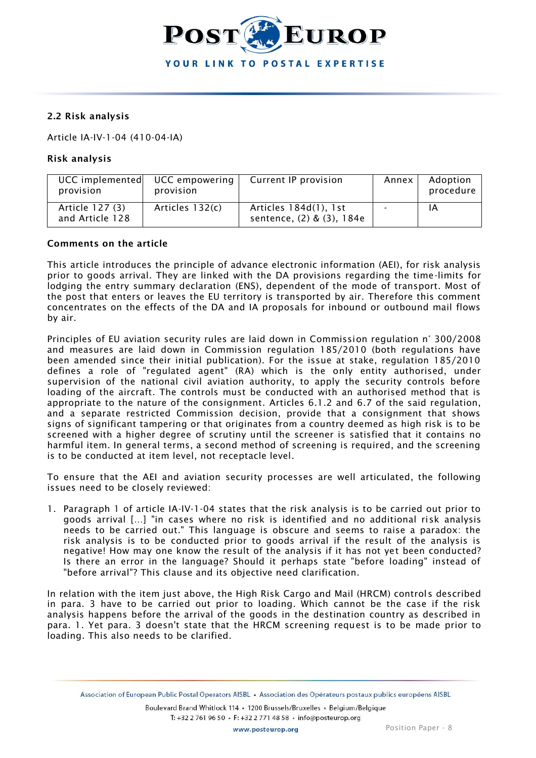### 2.2 Risk analysis

Article IA-IV-1-04 (410-04-IA)

**Risk analysis**

| UCC implemented provision | UCC empowering provision | Current IP provision | Annex | Adoption procedure |
|---|---|---|---|---|
| Article 127 (3) and Article 128 | Articles 132(c) | Articles 184d(1), 1st sentence, (2) & (3), 184e | - | IA |

**Comments on the article**

This article introduces the principle of advance electronic information (AEI), for risk analysis prior to goods arrival. They are linked with the DA provisions regarding the time-limits for lodging the entry summary declaration (ENS), dependent of the mode of transport. Most of the post that enters or leaves the EU territory is transported by air. Therefore this comment concentrates on the effects of the DA and IA proposals for inbound or outbound mail flows by air.

Principles of EU aviation security rules are laid down in Commission regulation n° 300/2008 and measures are laid down in Commission regulation 185/2010 (both regulations have been amended since their initial publication). For the issue at stake, regulation 185/2010 defines a role of "regulated agent" (RA) which is the only entity authorised, under supervision of the national civil aviation authority, to apply the security controls before loading of the aircraft. The controls must be conducted with an authorised method that is appropriate to the nature of the consignment. Articles 6.1.2 and 6.7 of the said regulation, and a separate restricted Commission decision, provide that a consignment that shows signs of significant tampering or that originates from a country deemed as high risk is to be screened with a higher degree of scrutiny until the screener is satisfied that it contains no harmful item. In general terms, a second method of screening is required, and the screening is to be conducted at item level, not receptacle level.

To ensure that the AEI and aviation security processes are well articulated, the following issues need to be closely reviewed:

1. Paragraph 1 of article IA-IV-1-04 states that the risk analysis is to be carried out prior to goods arrival [...] "in cases where no risk is identified and no additional risk analysis needs to be carried out." This language is obscure and seems to raise a paradox: the risk analysis is to be conducted prior to goods arrival if the result of the analysis is negative! How may one know the result of the analysis if it has not yet been conducted? Is there an error in the language? Should it perhaps state "before loading" instead of "before arrival"? This clause and its objective need clarification.

In relation with the item just above, the High Risk Cargo and Mail (HRCM) controls described in para. 3 have to be carried out prior to loading. Which cannot be the case if the risk analysis happens before the arrival of the goods in the destination country as described in para. 1. Yet para. 3 doesn't state that the HRCM screening request is to be made prior to loading. This also needs to be clarified.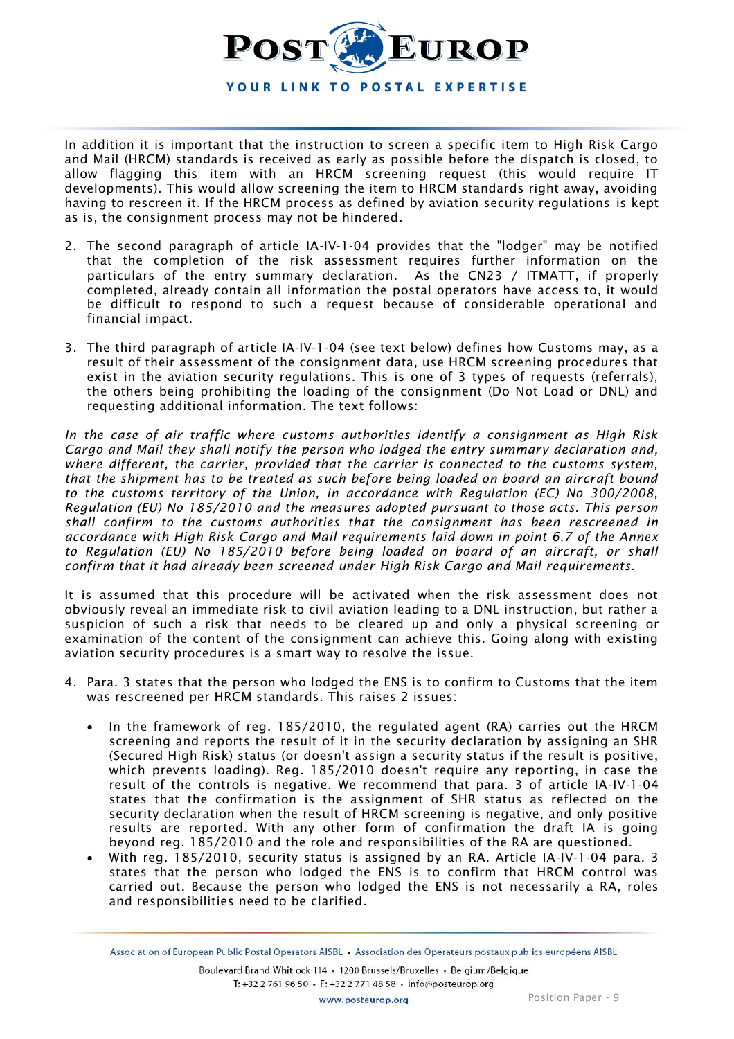In addition it is important that the instruction to screen a specific item to High Risk Cargo and Mail (HRCM) standards is received as early as possible before the dispatch is closed, to allow flagging this item with an HRCM screening request (this would require IT developments). This would allow screening the item to HRCM standards right away, avoiding having to rescreen it. If the HRCM process as defined by aviation security regulations is kept as is, the consignment process may not be hindered.

2. The second paragraph of article IA-IV-1-04 provides that the "lodger" may be notified that the completion of the risk assessment requires further information on the particulars of the entry summary declaration. As the CN23 / ITMATT, if properly completed, already contain all information the postal operators have access to, it would be difficult to respond to such a request because of considerable operational and financial impact.

3. The third paragraph of article IA-IV-1-04 (see text below) defines how Customs may, as a result of their assessment of the consignment data, use HRCM screening procedures that exist in the aviation security regulations. This is one of 3 types of requests (referrals), the others being prohibiting the loading of the consignment (Do Not Load or DNL) and requesting additional information. The text follows:

*In the case of air traffic where customs authorities identify a consignment as High Risk Cargo and Mail they shall notify the person who lodged the entry summary declaration and, where different, the carrier, provided that the carrier is connected to the customs system, that the shipment has to be treated as such before being loaded on board an aircraft bound to the customs territory of the Union, in accordance with Regulation (EC) No 300/2008, Regulation (EU) No 185/2010 and the measures adopted pursuant to those acts. This person shall confirm to the customs authorities that the consignment has been rescreened in accordance with High Risk Cargo and Mail requirements laid down in point 6.7 of the Annex to Regulation (EU) No 185/2010 before being loaded on board of an aircraft, or shall confirm that it had already been screened under High Risk Cargo and Mail requirements.*

It is assumed that this procedure will be activated when the risk assessment does not obviously reveal an immediate risk to civil aviation leading to a DNL instruction, but rather a suspicion of such a risk that needs to be cleared up and only a physical screening or examination of the content of the consignment can achieve this. Going along with existing aviation security procedures is a smart way to resolve the issue.

4. Para. 3 states that the person who lodged the ENS is to confirm to Customs that the item was rescreened per HRCM standards. This raises 2 issues:

   - In the framework of reg. 185/2010, the regulated agent (RA) carries out the HRCM screening and reports the result of it in the security declaration by assigning an SHR (Secured High Risk) status (or doesn't assign a security status if the result is positive, which prevents loading). Reg. 185/2010 doesn't require any reporting, in case the result of the controls is negative. We recommend that para. 3 of article IA-IV-1-04 states that the confirmation is the assignment of SHR status as reflected on the security declaration when the result of HRCM screening is negative, and only positive results are reported. With any other form of confirmation the draft IA is going beyond reg. 185/2010 and the role and responsibilities of the RA are questioned.
   - With reg. 185/2010, security status is assigned by an RA. Article IA-IV-1-04 para. 3 states that the person who lodged the ENS is to confirm that HRCM control was carried out. Because the person who lodged the ENS is not necessarily a RA, roles and responsibilities need to be clarified.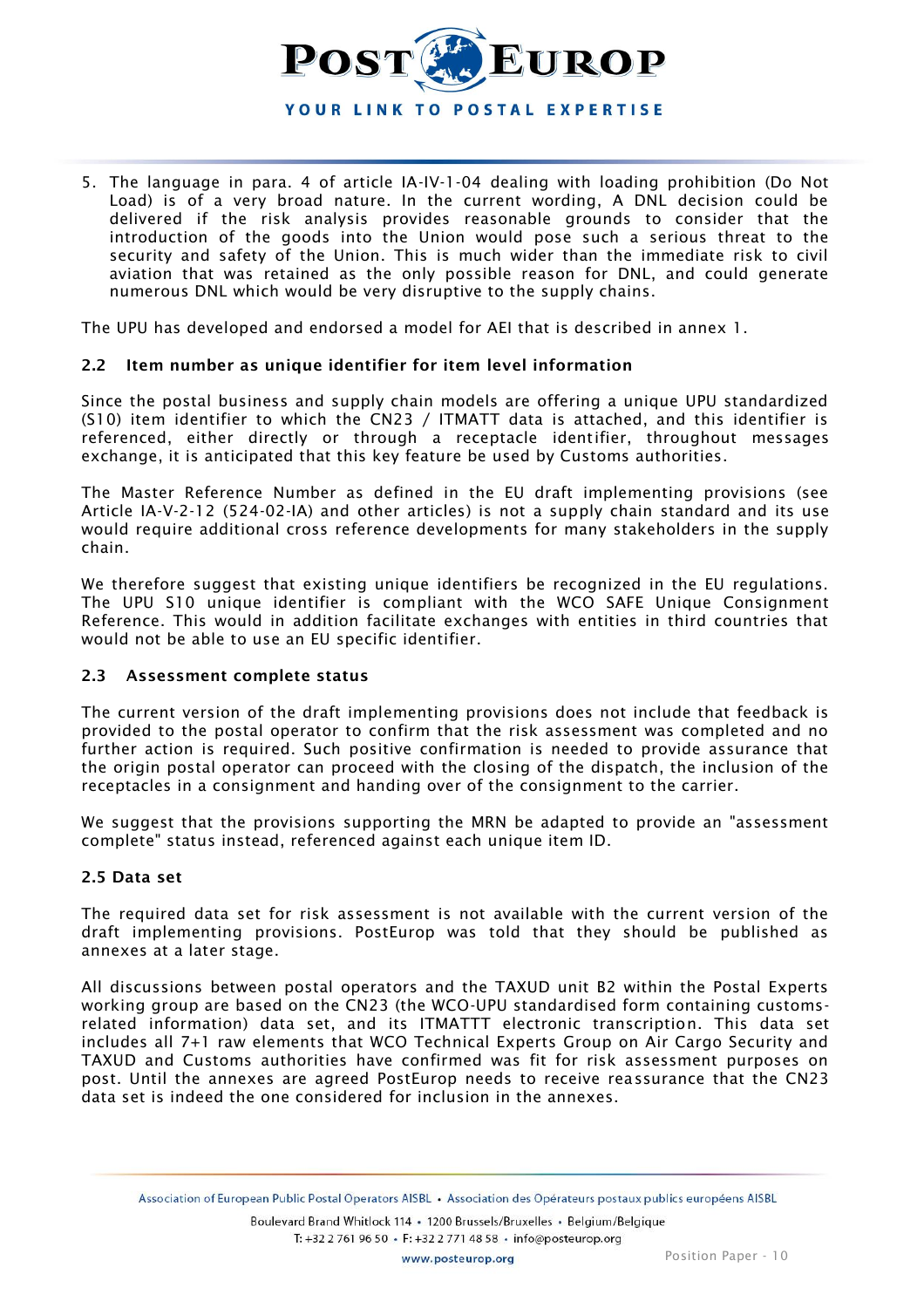5. The language in para. 4 of article IA-IV-1-04 dealing with loading prohibition (Do Not Load) is of a very broad nature. In the current wording, A DNL decision could be delivered if the risk analysis provides reasonable grounds to consider that the introduction of the goods into the Union would pose such a serious threat to the security and safety of the Union. This is much wider than the immediate risk to civil aviation that was retained as the only possible reason for DNL, and could generate numerous DNL which would be very disruptive to the supply chains.

The UPU has developed and endorsed a model for AEI that is described in annex 1.

### 2.2 Item number as unique identifier for item level information

Since the postal business and supply chain models are offering a unique UPU standardized (S10) item identifier to which the CN23 / ITMATT data is attached, and this identifier is referenced, either directly or through a receptacle identifier, throughout messages exchange, it is anticipated that this key feature be used by Customs authorities.

The Master Reference Number as defined in the EU draft implementing provisions (see Article IA-V-2-12 (524-02-IA) and other articles) is not a supply chain standard and its use would require additional cross reference developments for many stakeholders in the supply chain.

We therefore suggest that existing unique identifiers be recognized in the EU regulations. The UPU S10 unique identifier is compliant with the WCO SAFE Unique Consignment Reference. This would in addition facilitate exchanges with entities in third countries that would not be able to use an EU specific identifier.

### 2.3 Assessment complete status

The current version of the draft implementing provisions does not include that feedback is provided to the postal operator to confirm that the risk assessment was completed and no further action is required. Such positive confirmation is needed to provide assurance that the origin postal operator can proceed with the closing of the dispatch, the inclusion of the receptacles in a consignment and handing over of the consignment to the carrier.

We suggest that the provisions supporting the MRN be adapted to provide an "assessment complete" status instead, referenced against each unique item ID.

### 2.5 Data set

The required data set for risk assessment is not available with the current version of the draft implementing provisions. PostEurop was told that they should be published as annexes at a later stage.

All discussions between postal operators and the TAXUD unit B2 within the Postal Experts working group are based on the CN23 (the WCO-UPU standardised form containing customs-related information) data set, and its ITMATTT electronic transcription. This data set includes all 7+1 raw elements that WCO Technical Experts Group on Air Cargo Security and TAXUD and Customs authorities have confirmed was fit for risk assessment purposes on post. Until the annexes are agreed PostEurop needs to receive reassurance that the CN23 data set is indeed the one considered for inclusion in the annexes.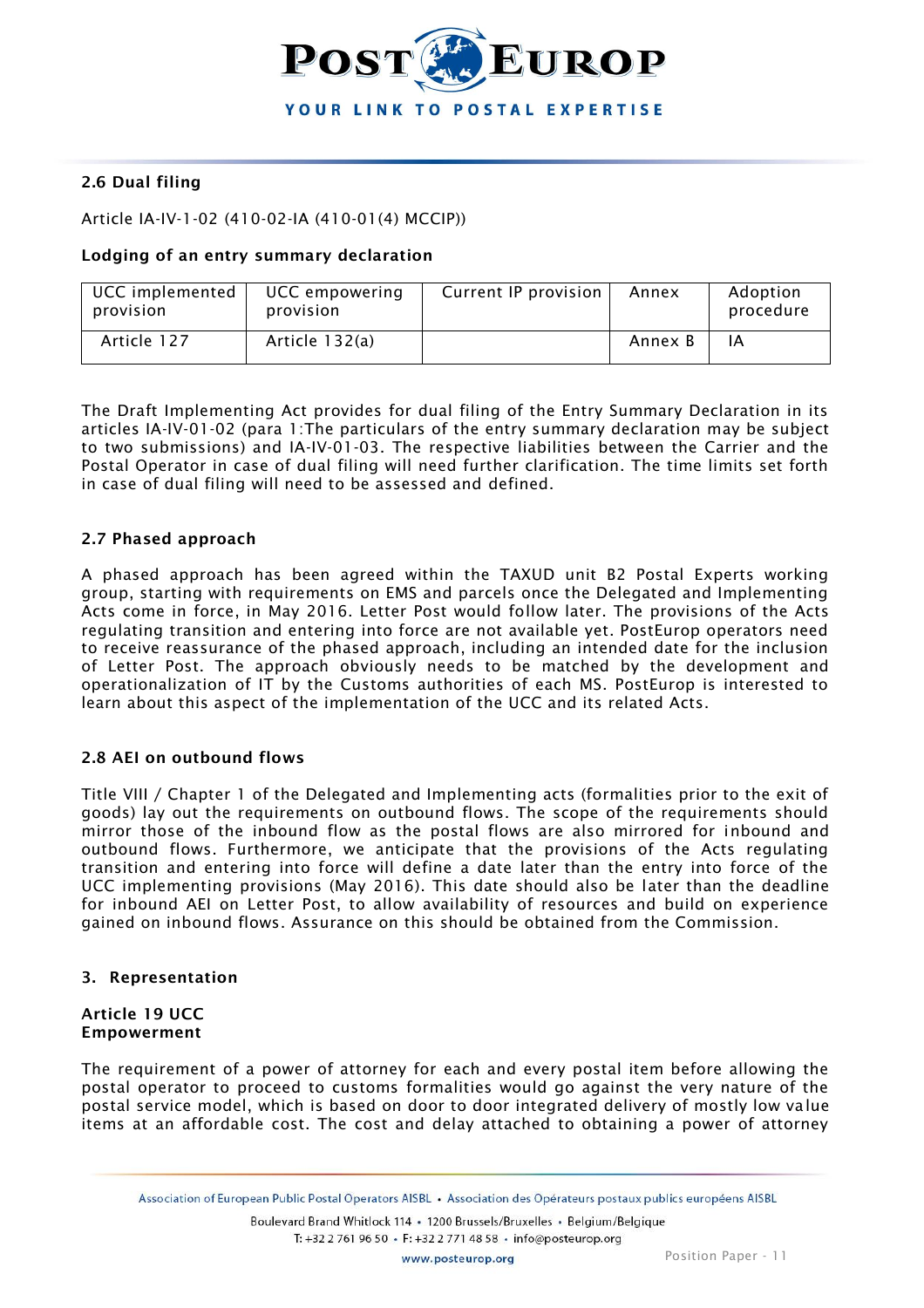### 2.6 Dual filing

Article IA-IV-1-02 (410-02-IA (410-01(4) MCCIP))

**Lodging of an entry summary declaration**

| UCC implemented provision | UCC empowering provision | Current IP provision | Annex | Adoption procedure |
|---|---|---|---|---|
| Article 127 | Article 132(a) | | Annex B | IA |

The Draft Implementing Act provides for dual filing of the Entry Summary Declaration in its articles IA-IV-01-02 (para 1:The particulars of the entry summary declaration may be subject to two submissions) and IA-IV-01-03. The respective liabilities between the Carrier and the Postal Operator in case of dual filing will need further clarification. The time limits set forth in case of dual filing will need to be assessed and defined.

### 2.7 Phased approach

A phased approach has been agreed within the TAXUD unit B2 Postal Experts working group, starting with requirements on EMS and parcels once the Delegated and Implementing Acts come in force, in May 2016. Letter Post would follow later. The provisions of the Acts regulating transition and entering into force are not available yet. PostEurop operators need to receive reassurance of the phased approach, including an intended date for the inclusion of Letter Post. The approach obviously needs to be matched by the development and operationalization of IT by the Customs authorities of each MS. PostEurop is interested to learn about this aspect of the implementation of the UCC and its related Acts.

### 2.8 AEI on outbound flows

Title VIII / Chapter 1 of the Delegated and Implementing acts (formalities prior to the exit of goods) lay out the requirements on outbound flows. The scope of the requirements should mirror those of the inbound flow as the postal flows are also mirrored for inbound and outbound flows. Furthermore, we anticipate that the provisions of the Acts regulating transition and entering into force will define a date later than the entry into force of the UCC implementing provisions (May 2016). This date should also be later than the deadline for inbound AEI on Letter Post, to allow availability of resources and build on experience gained on inbound flows. Assurance on this should be obtained from the Commission.

## 3. Representation

**Article 19 UCC**
**Empowerment**

The requirement of a power of attorney for each and every postal item before allowing the postal operator to proceed to customs formalities would go against the very nature of the postal service model, which is based on door to door integrated delivery of mostly low value items at an affordable cost. The cost and delay attached to obtaining a power of attorney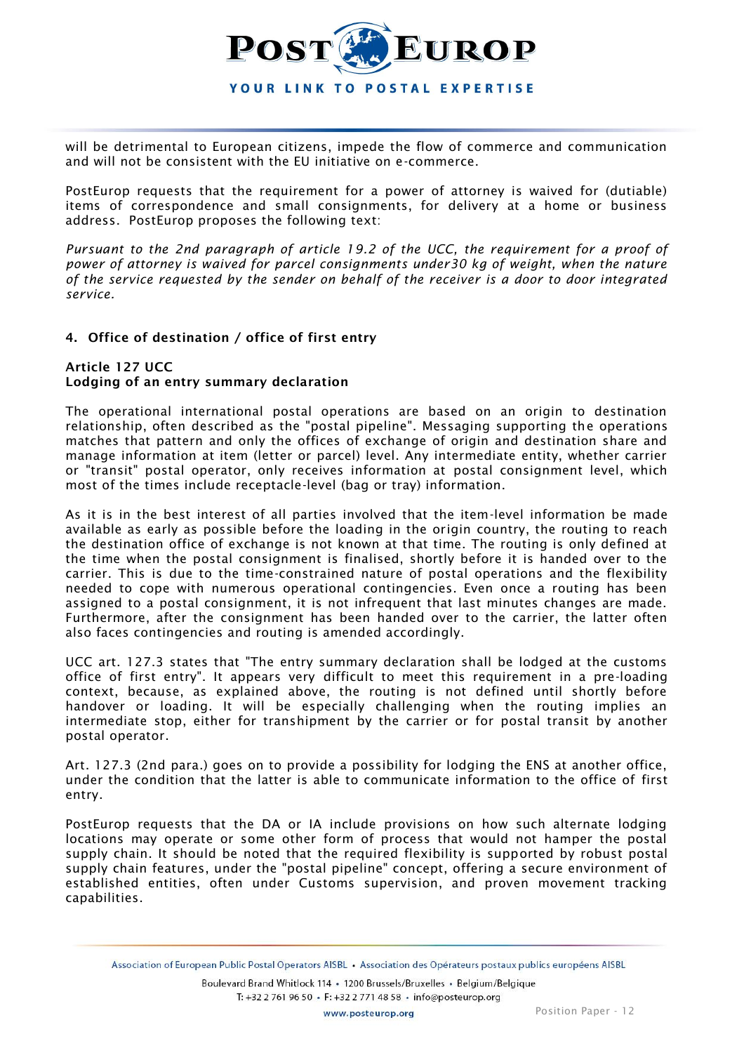will be detrimental to European citizens, impede the flow of commerce and communication and will not be consistent with the EU initiative on e-commerce.

PostEurop requests that the requirement for a power of attorney is waived for (dutiable) items of correspondence and small consignments, for delivery at a home or business address. PostEurop proposes the following text:

*Pursuant to the 2nd paragraph of article 19.2 of the UCC, the requirement for a proof of power of attorney is waived for parcel consignments under30 kg of weight, when the nature of the service requested by the sender on behalf of the receiver is a door to door integrated service.*

## 4. Office of destination / office of first entry

### Article 127 UCC
### Lodging of an entry summary declaration

The operational international postal operations are based on an origin to destination relationship, often described as the "postal pipeline". Messaging supporting the operations matches that pattern and only the offices of exchange of origin and destination share and manage information at item (letter or parcel) level. Any intermediate entity, whether carrier or "transit" postal operator, only receives information at postal consignment level, which most of the times include receptacle-level (bag or tray) information.

As it is in the best interest of all parties involved that the item-level information be made available as early as possible before the loading in the origin country, the routing to reach the destination office of exchange is not known at that time. The routing is only defined at the time when the postal consignment is finalised, shortly before it is handed over to the carrier. This is due to the time-constrained nature of postal operations and the flexibility needed to cope with numerous operational contingencies. Even once a routing has been assigned to a postal consignment, it is not infrequent that last minutes changes are made. Furthermore, after the consignment has been handed over to the carrier, the latter often also faces contingencies and routing is amended accordingly.

UCC art. 127.3 states that "The entry summary declaration shall be lodged at the customs office of first entry". It appears very difficult to meet this requirement in a pre-loading context, because, as explained above, the routing is not defined until shortly before handover or loading. It will be especially challenging when the routing implies an intermediate stop, either for transhipment by the carrier or for postal transit by another postal operator.

Art. 127.3 (2nd para.) goes on to provide a possibility for lodging the ENS at another office, under the condition that the latter is able to communicate information to the office of first entry.

PostEurop requests that the DA or IA include provisions on how such alternate lodging locations may operate or some other form of process that would not hamper the postal supply chain. It should be noted that the required flexibility is supported by robust postal supply chain features, under the "postal pipeline" concept, offering a secure environment of established entities, often under Customs supervision, and proven movement tracking capabilities.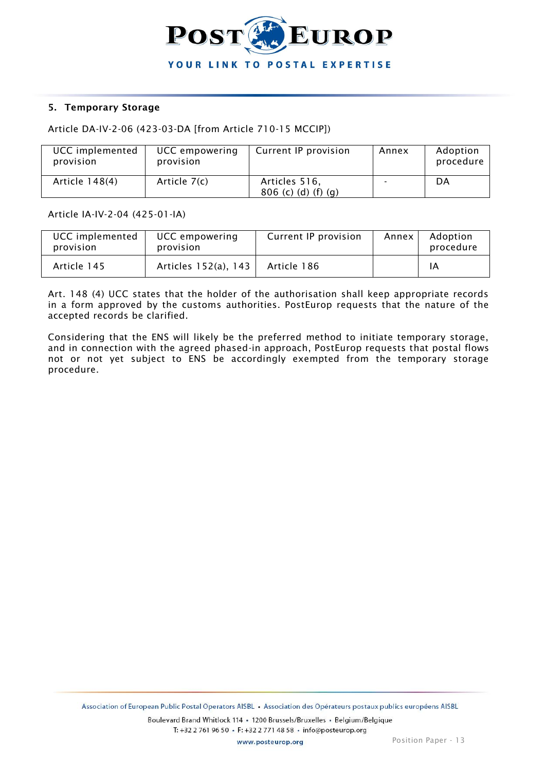## 5. Temporary Storage

Article DA-IV-2-06 (423-03-DA [from Article 710-15 MCCIP])

| UCC implemented provision | UCC empowering provision | Current IP provision | Annex | Adoption procedure |
|---|---|---|---|---|
| Article 148(4) | Article 7(c) | Articles 516, 806 (c) (d) (f) (g) | - | DA |

Article IA-IV-2-04 (425-01-IA)

| UCC implemented provision | UCC empowering provision | Current IP provision | Annex | Adoption procedure |
|---|---|---|---|---|
| Article 145 | Articles 152(a), 143 | Article 186 | | IA |

Art. 148 (4) UCC states that the holder of the authorisation shall keep appropriate records in a form approved by the customs authorities. PostEurop requests that the nature of the accepted records be clarified.

Considering that the ENS will likely be the preferred method to initiate temporary storage, and in connection with the agreed phased-in approach, PostEurop requests that postal flows not or not yet subject to ENS be accordingly exempted from the temporary storage procedure.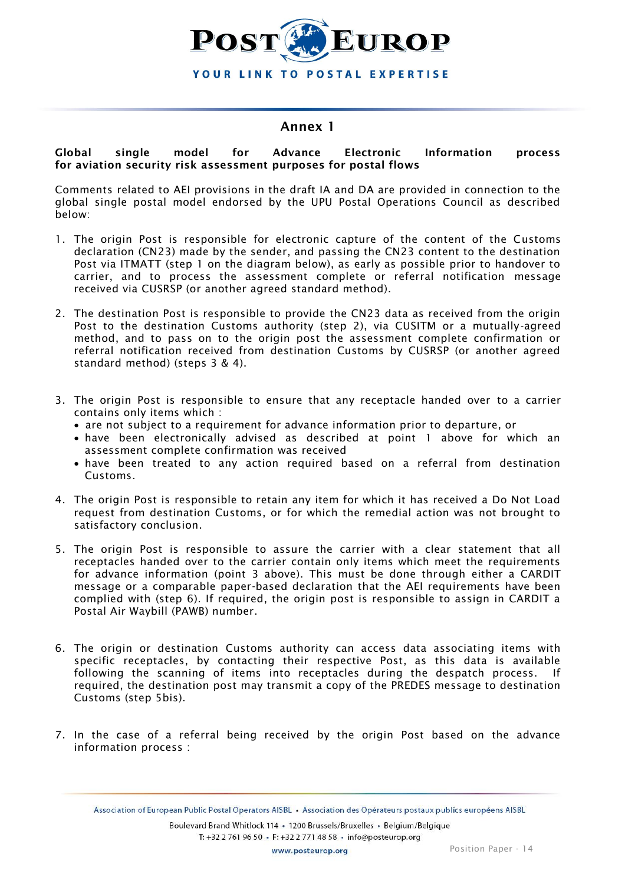## Annex 1

**Global single model for Advance Electronic Information process for aviation security risk assessment purposes for postal flows**

Comments related to AEI provisions in the draft IA and DA are provided in connection to the global single postal model endorsed by the UPU Postal Operations Council as described below:

1. The origin Post is responsible for electronic capture of the content of the Customs declaration (CN23) made by the sender, and passing the CN23 content to the destination Post via ITMATT (step 1 on the diagram below), as early as possible prior to handover to carrier, and to process the assessment complete or referral notification message received via CUSRSP (or another agreed standard method).

2. The destination Post is responsible to provide the CN23 data as received from the origin Post to the destination Customs authority (step 2), via CUSITM or a mutually-agreed method, and to pass on to the origin post the assessment complete confirmation or referral notification received from destination Customs by CUSRSP (or another agreed standard method) (steps 3 & 4).

3. The origin Post is responsible to ensure that any receptacle handed over to a carrier contains only items which :
   - are not subject to a requirement for advance information prior to departure, or
   - have been electronically advised as described at point 1 above for which an assessment complete confirmation was received
   - have been treated to any action required based on a referral from destination Customs.

4. The origin Post is responsible to retain any item for which it has received a Do Not Load request from destination Customs, or for which the remedial action was not brought to satisfactory conclusion.

5. The origin Post is responsible to assure the carrier with a clear statement that all receptacles handed over to the carrier contain only items which meet the requirements for advance information (point 3 above). This must be done through either a CARDIT message or a comparable paper-based declaration that the AEI requirements have been complied with (step 6). If required, the origin post is responsible to assign in CARDIT a Postal Air Waybill (PAWB) number.

6. The origin or destination Customs authority can access data associating items with specific receptacles, by contacting their respective Post, as this data is available following the scanning of items into receptacles during the despatch process. If required, the destination post may transmit a copy of the PREDES message to destination Customs (step 5bis).

7. In the case of a referral being received by the origin Post based on the advance information process :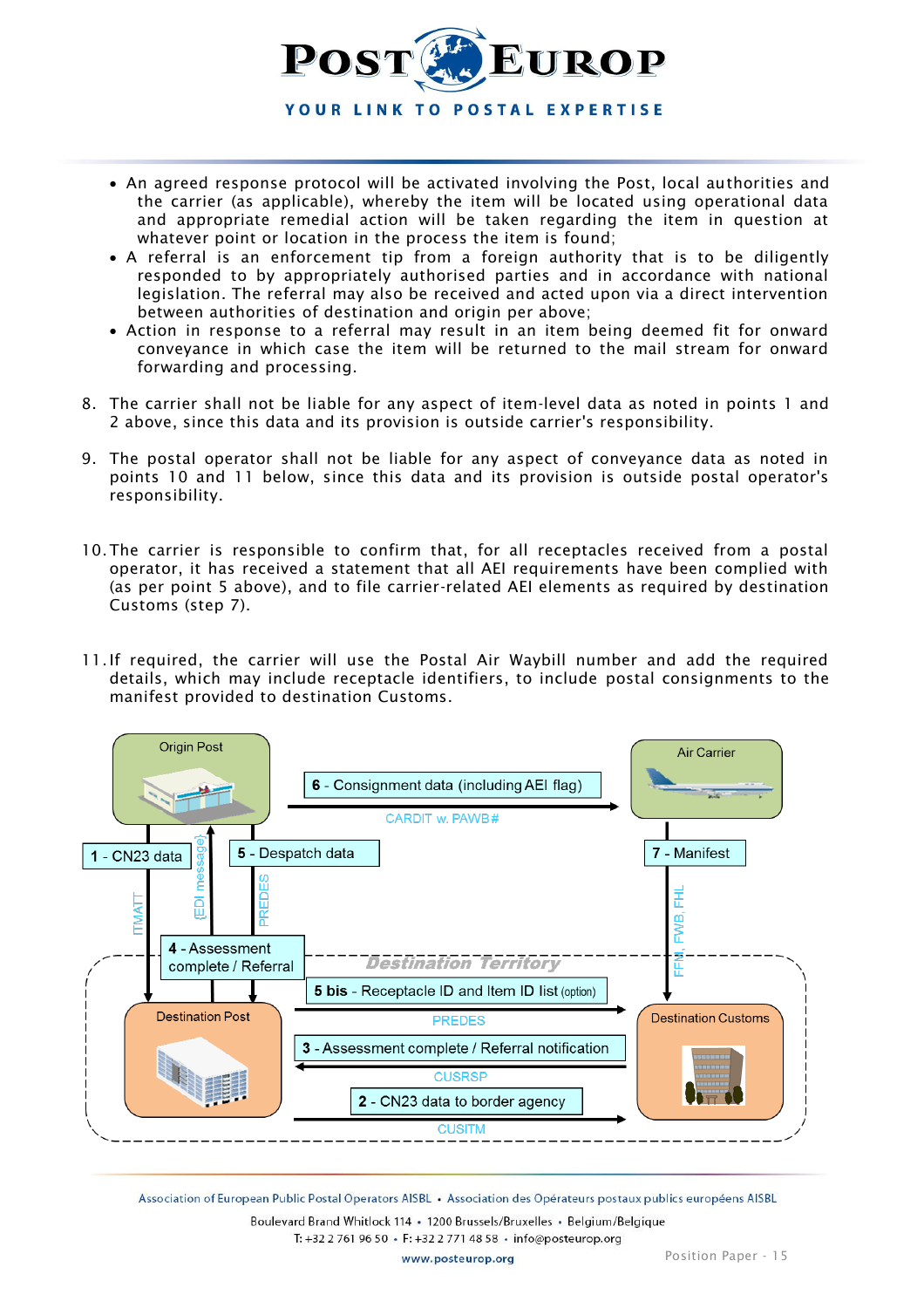- An agreed response protocol will be activated involving the Post, local authorities and the carrier (as applicable), whereby the item will be located using operational data and appropriate remedial action will be taken regarding the item in question at whatever point or location in the process the item is found;
- A referral is an enforcement tip from a foreign authority that is to be diligently responded to by appropriately authorised parties and in accordance with national legislation. The referral may also be received and acted upon via a direct intervention between authorities of destination and origin per above;
- Action in response to a referral may result in an item being deemed fit for onward conveyance in which case the item will be returned to the mail stream for onward forwarding and processing.

8. The carrier shall not be liable for any aspect of item-level data as noted in points 1 and 2 above, since this data and its provision is outside carrier's responsibility.

9. The postal operator shall not be liable for any aspect of conveyance data as noted in points 10 and 11 below, since this data and its provision is outside postal operator's responsibility.

10. The carrier is responsible to confirm that, for all receptacles received from a postal operator, it has received a statement that all AEI requirements have been complied with (as per point 5 above), and to file carrier-related AEI elements as required by destination Customs (step 7).

11. If required, the carrier will use the Postal Air Waybill number and add the required details, which may include receptacle identifiers, to include postal consignments to the manifest provided to destination Customs.

Origin Post | Air Carrier | Destination Post | Destination Customs | *Destination Territory*

- 1 - CN23 data (ITMATT)
- 2 - CN23 data to border agency (CUSITM)
- 3 - Assessment complete / Referral notification (CUSRSP)
- 4 - Assessment complete / Referral (EDI message)
- 5 - Despatch data (PREDES)
- 5 bis - Receptacle ID and Item ID list (option) (PREDES)
- 6 - Consignment data (including AEI flag) (CARDIT w. PAWB#)
- 7 - Manifest (FFM, FWB, FHL)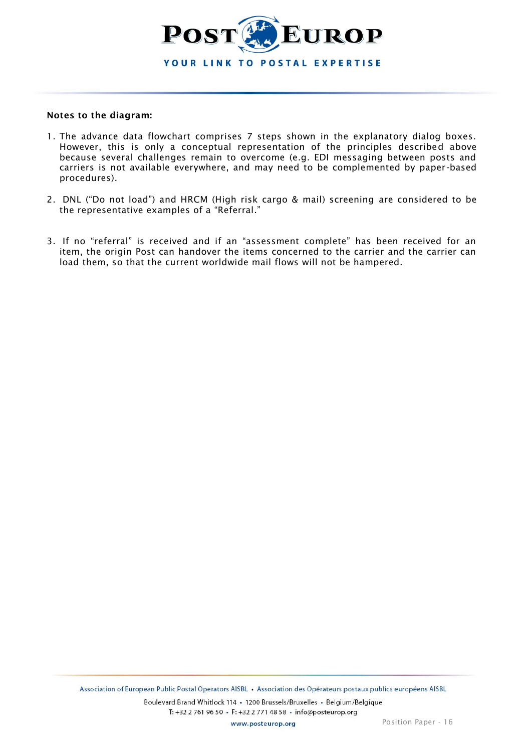**Notes to the diagram:**

1. The advance data flowchart comprises 7 steps shown in the explanatory dialog boxes. However, this is only a conceptual representation of the principles described above because several challenges remain to overcome (e.g. EDI messaging between posts and carriers is not available everywhere, and may need to be complemented by paper-based procedures).

2. DNL ("Do not load") and HRCM (High risk cargo & mail) screening are considered to be the representative examples of a "Referral."

3. If no "referral" is received and if an "assessment complete" has been received for an item, the origin Post can handover the items concerned to the carrier and the carrier can load them, so that the current worldwide mail flows will not be hampered.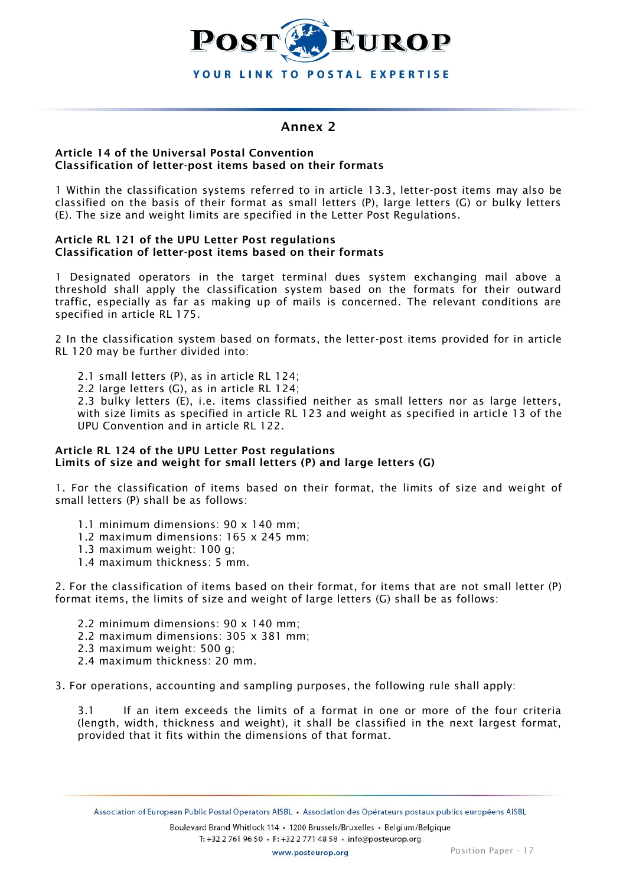# Annex 2

**Article 14 of the Universal Postal Convention**
**Classification of letter-post items based on their formats**

1 Within the classification systems referred to in article 13.3, letter-post items may also be classified on the basis of their format as small letters (P), large letters (G) or bulky letters (E). The size and weight limits are specified in the Letter Post Regulations.

**Article RL 121 of the UPU Letter Post regulations**
**Classification of letter-post items based on their formats**

1 Designated operators in the target terminal dues system exchanging mail above a threshold shall apply the classification system based on the formats for their outward traffic, especially as far as making up of mails is concerned. The relevant conditions are specified in article RL 175.

2 In the classification system based on formats, the letter-post items provided for in article RL 120 may be further divided into:

2.1 small letters (P), as in article RL 124;
2.2 large letters (G), as in article RL 124;
2.3 bulky letters (E), i.e. items classified neither as small letters nor as large letters, with size limits as specified in article RL 123 and weight as specified in article 13 of the UPU Convention and in article RL 122.

**Article RL 124 of the UPU Letter Post regulations**
**Limits of size and weight for small letters (P) and large letters (G)**

1. For the classification of items based on their format, the limits of size and weight of small letters (P) shall be as follows:

1.1 minimum dimensions: 90 x 140 mm;
1.2 maximum dimensions: 165 x 245 mm;
1.3 maximum weight: 100 g;
1.4 maximum thickness: 5 mm.

2. For the classification of items based on their format, for items that are not small letter (P) format items, the limits of size and weight of large letters (G) shall be as follows:

2.2 minimum dimensions: 90 x 140 mm;
2.2 maximum dimensions: 305 x 381 mm;
2.3 maximum weight: 500 g;
2.4 maximum thickness: 20 mm.

3. For operations, accounting and sampling purposes, the following rule shall apply:

3.1 If an item exceeds the limits of a format in one or more of the four criteria (length, width, thickness and weight), it shall be classified in the next largest format, provided that it fits within the dimensions of that format.